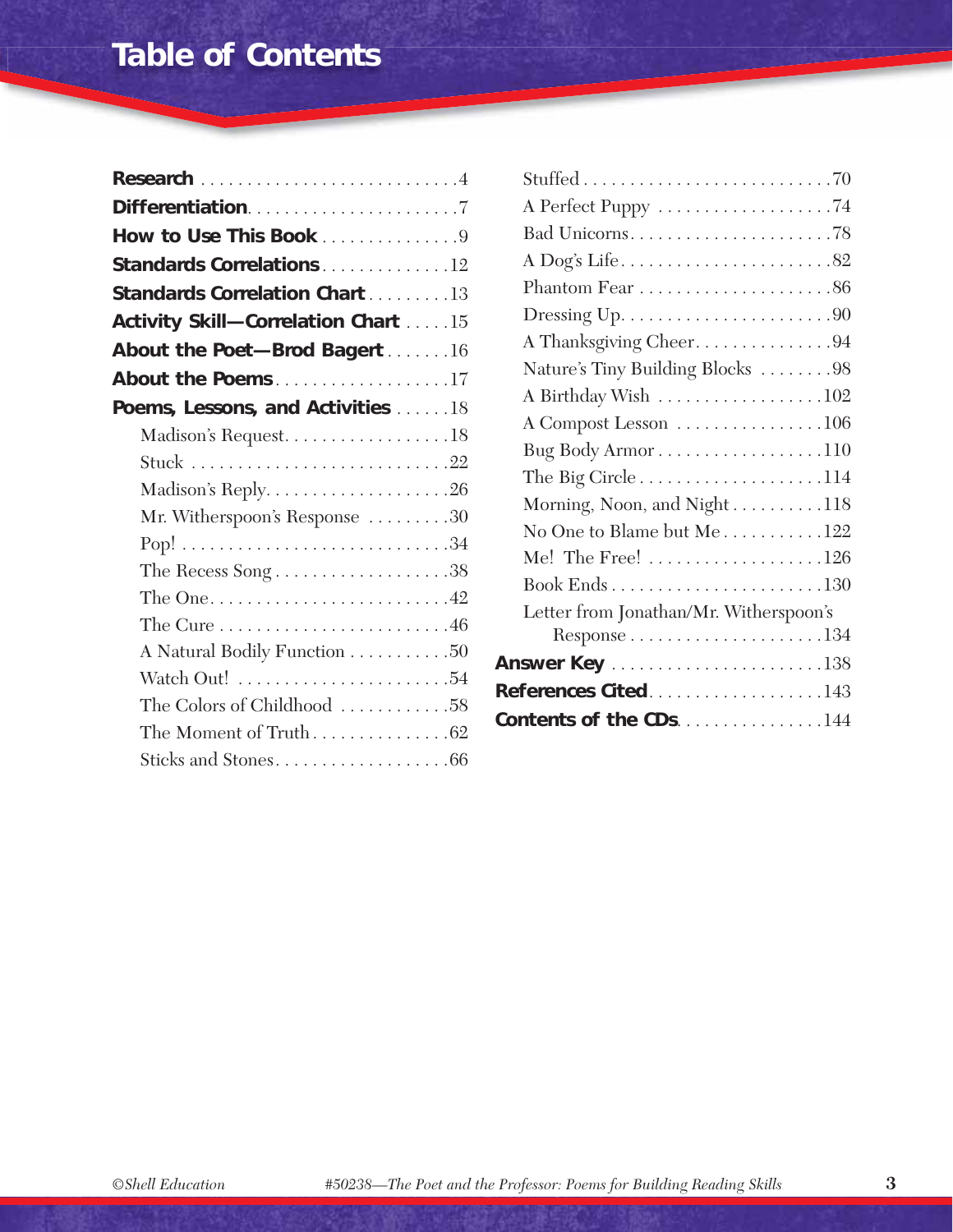# Table of Contents

**Research** . . . . . . . . . . . . . . . . . . . . . . . . . . . . 4
**Differentiation** . . . . . . . . . . . . . . . . . . . . . . . 7
**How to Use This Book** . . . . . . . . . . . . . . . 9
**Standards Correlations** . . . . . . . . . . . . . . 12
**Standards Correlation Chart** . . . . . . . . . 13
**Activity Skill—Correlation Chart** . . . . . 15
**About the Poet—Brod Bagert** . . . . . . . 16
**About the Poems** . . . . . . . . . . . . . . . . . . . 17
**Poems, Lessons, and Activities** . . . . . . 18

- Madison's Request . . . . . . . . . . . . . . . . . . 18
- Stuck . . . . . . . . . . . . . . . . . . . . . . . . . . . . 22
- Madison's Reply . . . . . . . . . . . . . . . . . . . . 26
- Mr. Witherspoon's Response . . . . . . . . . 30
- Pop! . . . . . . . . . . . . . . . . . . . . . . . . . . . . . 34
- The Recess Song . . . . . . . . . . . . . . . . . . . 38
- The One . . . . . . . . . . . . . . . . . . . . . . . . . . 42
- The Cure . . . . . . . . . . . . . . . . . . . . . . . . . 46
- A Natural Bodily Function . . . . . . . . . . . 50
- Watch Out! . . . . . . . . . . . . . . . . . . . . . . . 54
- The Colors of Childhood . . . . . . . . . . . . 58
- The Moment of Truth . . . . . . . . . . . . . . . 62
- Sticks and Stones . . . . . . . . . . . . . . . . . . . 66
- Stuffed . . . . . . . . . . . . . . . . . . . . . . . . . . . 70
- A Perfect Puppy . . . . . . . . . . . . . . . . . . . 74
- Bad Unicorns . . . . . . . . . . . . . . . . . . . . . . 78
- A Dog's Life . . . . . . . . . . . . . . . . . . . . . . . 82
- Phantom Fear . . . . . . . . . . . . . . . . . . . . . 86
- Dressing Up . . . . . . . . . . . . . . . . . . . . . . . 90
- A Thanksgiving Cheer . . . . . . . . . . . . . . . 94
- Nature's Tiny Building Blocks . . . . . . . . 98
- A Birthday Wish . . . . . . . . . . . . . . . . . . 102
- A Compost Lesson . . . . . . . . . . . . . . . . 106
- Bug Body Armor . . . . . . . . . . . . . . . . . . 110
- The Big Circle . . . . . . . . . . . . . . . . . . . . 114
- Morning, Noon, and Night . . . . . . . . . . 118
- No One to Blame but Me . . . . . . . . . . . 122
- Me! The Free! . . . . . . . . . . . . . . . . . . . 126
- Book Ends . . . . . . . . . . . . . . . . . . . . . . . 130
- Letter from Jonathan/Mr. Witherspoon's Response . . . . . . . . . . . . . . . . . . . . . 134

**Answer Key** . . . . . . . . . . . . . . . . . . . . . . . 138
**References Cited** . . . . . . . . . . . . . . . . . . 143
**Contents of the CDs** . . . . . . . . . . . . . . . 144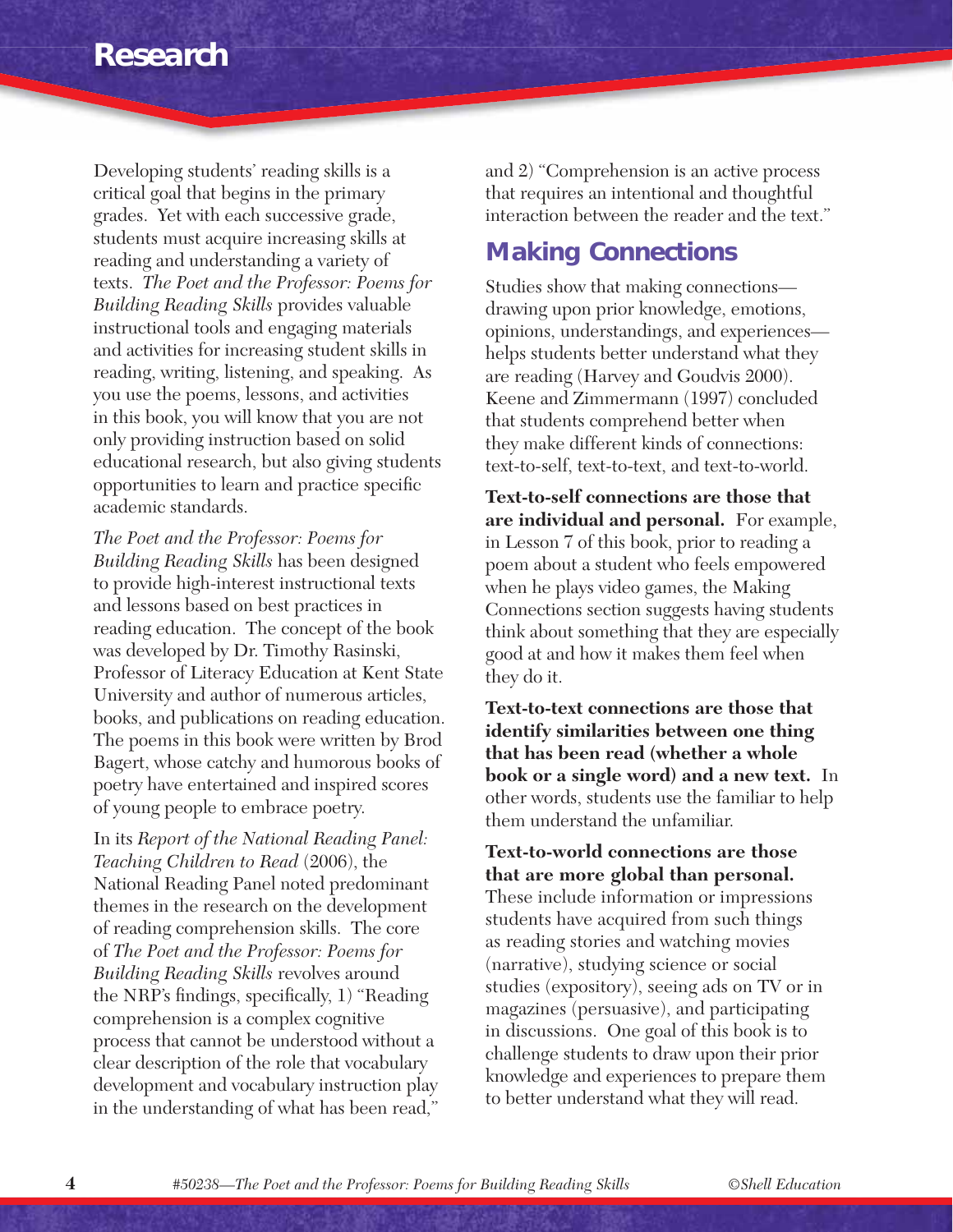# Research

Developing students' reading skills is a critical goal that begins in the primary grades. Yet with each successive grade, students must acquire increasing skills at reading and understanding a variety of texts. *The Poet and the Professor: Poems for Building Reading Skills* provides valuable instructional tools and engaging materials and activities for increasing student skills in reading, writing, listening, and speaking. As you use the poems, lessons, and activities in this book, you will know that you are not only providing instruction based on solid educational research, but also giving students opportunities to learn and practice specific academic standards.

*The Poet and the Professor: Poems for Building Reading Skills* has been designed to provide high-interest instructional texts and lessons based on best practices in reading education. The concept of the book was developed by Dr. Timothy Rasinski, Professor of Literacy Education at Kent State University and author of numerous articles, books, and publications on reading education. The poems in this book were written by Brod Bagert, whose catchy and humorous books of poetry have entertained and inspired scores of young people to embrace poetry.

In its *Report of the National Reading Panel: Teaching Children to Read* (2006), the National Reading Panel noted predominant themes in the research on the development of reading comprehension skills. The core of *The Poet and the Professor: Poems for Building Reading Skills* revolves around the NRP's findings, specifically, 1) "Reading comprehension is a complex cognitive process that cannot be understood without a clear description of the role that vocabulary development and vocabulary instruction play in the understanding of what has been read," and 2) "Comprehension is an active process that requires an intentional and thoughtful interaction between the reader and the text."

## Making Connections

Studies show that making connections—drawing upon prior knowledge, emotions, opinions, understandings, and experiences—helps students better understand what they are reading (Harvey and Goudvis 2000). Keene and Zimmermann (1997) concluded that students comprehend better when they make different kinds of connections: text-to-self, text-to-text, and text-to-world.

**Text-to-self connections are those that are individual and personal.** For example, in Lesson 7 of this book, prior to reading a poem about a student who feels empowered when he plays video games, the Making Connections section suggests having students think about something that they are especially good at and how it makes them feel when they do it.

**Text-to-text connections are those that identify similarities between one thing that has been read (whether a whole book or a single word) and a new text.** In other words, students use the familiar to help them understand the unfamiliar.

**Text-to-world connections are those that are more global than personal.** These include information or impressions students have acquired from such things as reading stories and watching movies (narrative), studying science or social studies (expository), seeing ads on TV or in magazines (persuasive), and participating in discussions. One goal of this book is to challenge students to draw upon their prior knowledge and experiences to prepare them to better understand what they will read.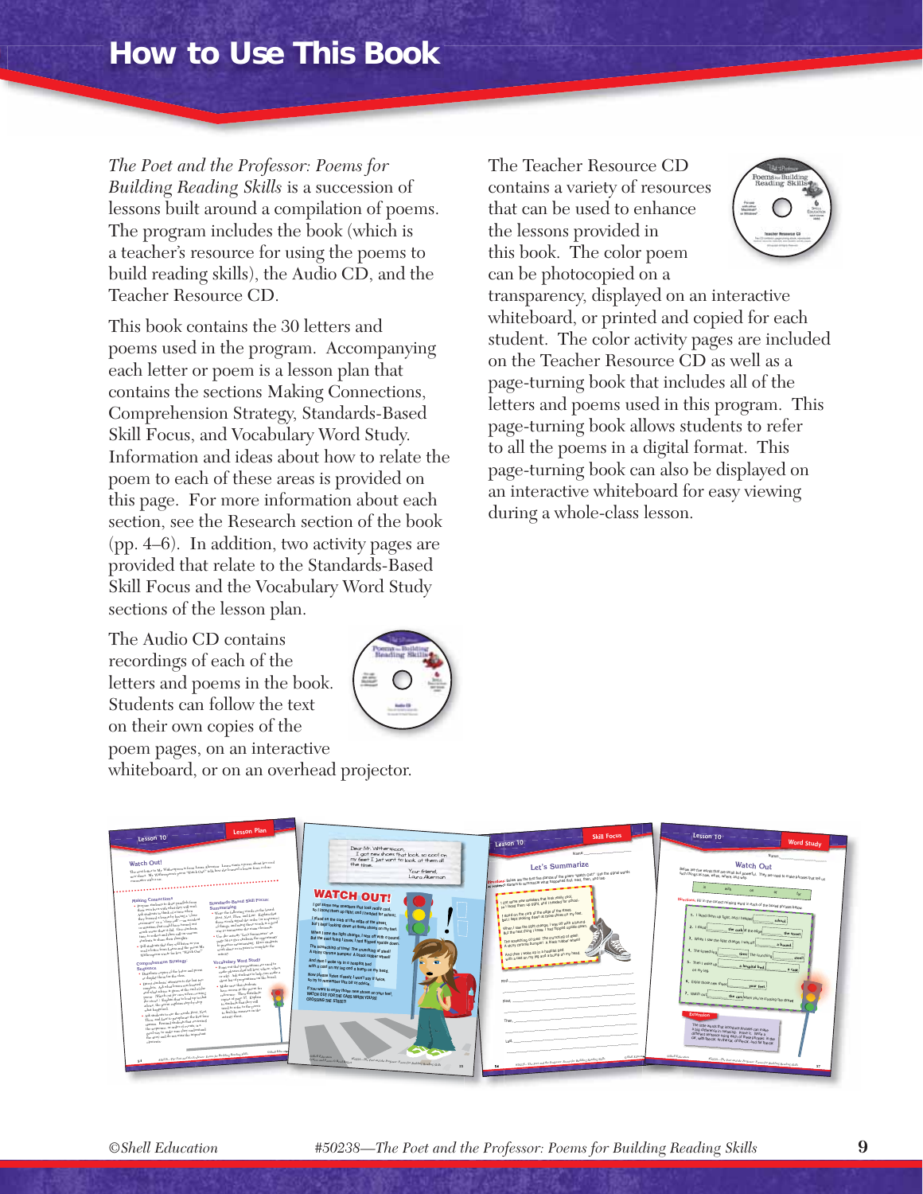# How to Use This Book

*The Poet and the Professor: Poems for Building Reading Skills* is a succession of lessons built around a compilation of poems. The program includes the book (which is a teacher's resource for using the poems to build reading skills), the Audio CD, and the Teacher Resource CD.

This book contains the 30 letters and poems used in the program. Accompanying each letter or poem is a lesson plan that contains the sections Making Connections, Comprehension Strategy, Standards-Based Skill Focus, and Vocabulary Word Study. Information and ideas about how to relate the poem to each of these areas is provided on this page. For more information about each section, see the Research section of the book (pp. 4–6). In addition, two activity pages are provided that relate to the Standards-Based Skill Focus and the Vocabulary Word Study sections of the lesson plan.

The Audio CD contains recordings of each of the letters and poems in the book. Students can follow the text on their own copies of the poem pages, on an interactive whiteboard, or on an overhead projector.

The Teacher Resource CD contains a variety of resources that can be used to enhance the lessons provided in this book. The color poem can be photocopied on a transparency, displayed on an interactive whiteboard, or printed and copied for each student. The color activity pages are included on the Teacher Resource CD as well as a page-turning book that includes all of the letters and poems used in this program. This page-turning book allows students to refer to all the poems in a digital format. This page-turning book can also be displayed on an interactive whiteboard for easy viewing during a whole-class lesson.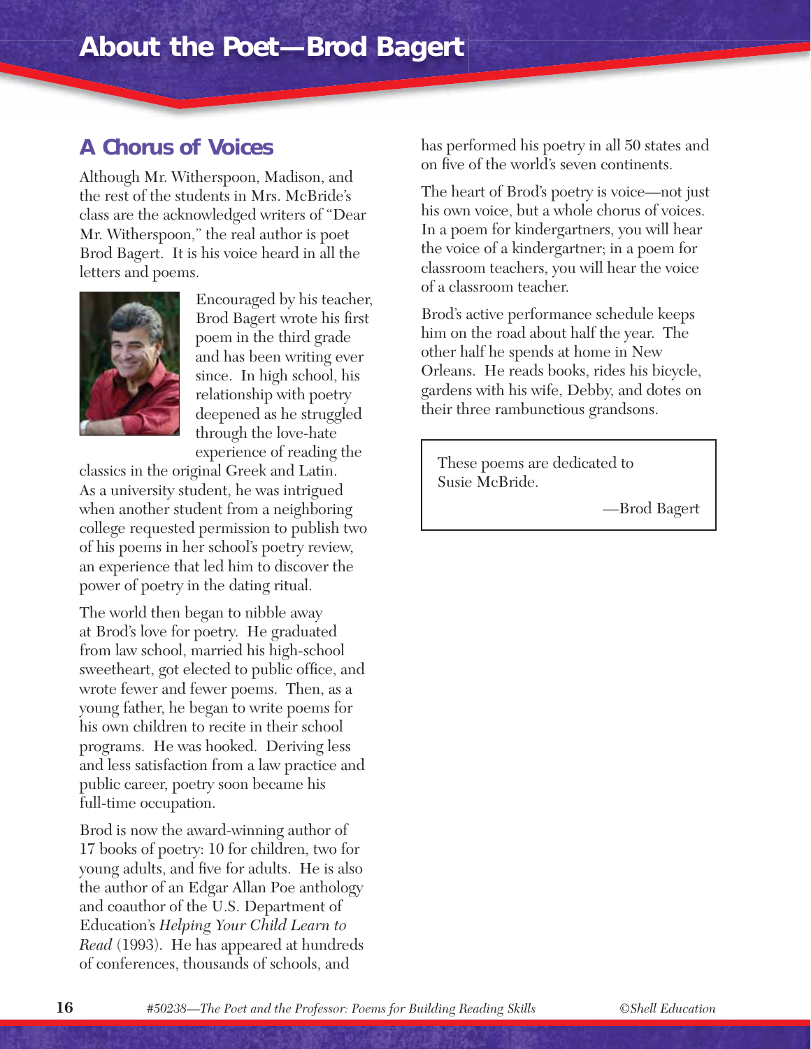# About the Poet—Brod Bagert

## A Chorus of Voices

Although Mr. Witherspoon, Madison, and the rest of the students in Mrs. McBride's class are the acknowledged writers of "Dear Mr. Witherspoon," the real author is poet Brod Bagert. It is his voice heard in all the letters and poems.

Encouraged by his teacher, Brod Bagert wrote his first poem in the third grade and has been writing ever since. In high school, his relationship with poetry deepened as he struggled through the love-hate experience of reading the classics in the original Greek and Latin. As a university student, he was intrigued when another student from a neighboring college requested permission to publish two of his poems in her school's poetry review, an experience that led him to discover the power of poetry in the dating ritual.

The world then began to nibble away at Brod's love for poetry. He graduated from law school, married his high-school sweetheart, got elected to public office, and wrote fewer and fewer poems. Then, as a young father, he began to write poems for his own children to recite in their school programs. He was hooked. Deriving less and less satisfaction from a law practice and public career, poetry soon became his full-time occupation.

Brod is now the award-winning author of 17 books of poetry: 10 for children, two for young adults, and five for adults. He is also the author of an Edgar Allan Poe anthology and coauthor of the U.S. Department of Education's *Helping Your Child Learn to Read* (1993). He has appeared at hundreds of conferences, thousands of schools, and has performed his poetry in all 50 states and on five of the world's seven continents.

The heart of Brod's poetry is voice—not just his own voice, but a whole chorus of voices. In a poem for kindergartners, you will hear the voice of a kindergartner; in a poem for classroom teachers, you will hear the voice of a classroom teacher.

Brod's active performance schedule keeps him on the road about half the year. The other half he spends at home in New Orleans. He reads books, rides his bicycle, gardens with his wife, Debby, and dotes on their three rambunctious grandsons.

> These poems are dedicated to Susie McBride.
>
> —Brod Bagert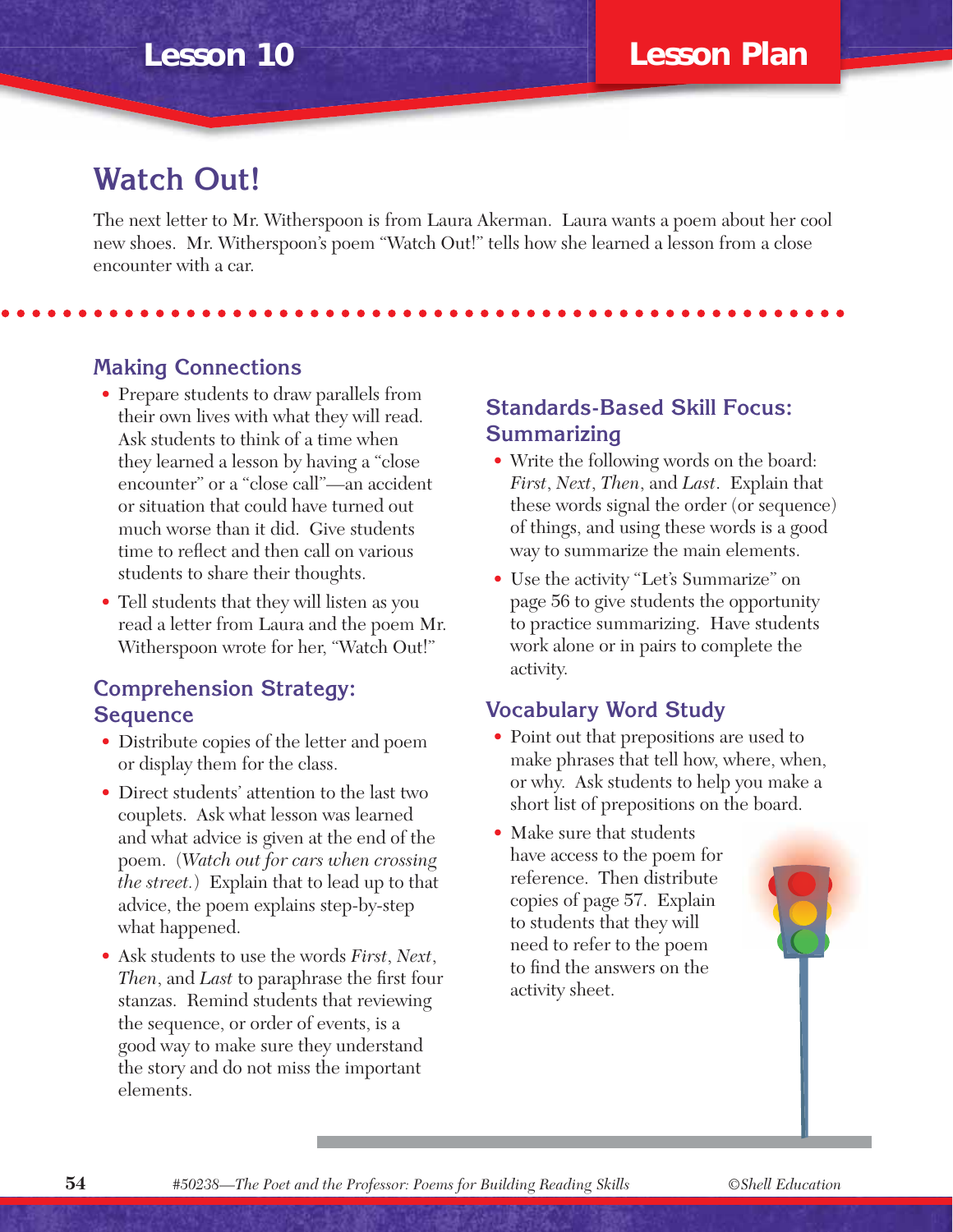# Watch Out!

The next letter to Mr. Witherspoon is from Laura Akerman. Laura wants a poem about her cool new shoes. Mr. Witherspoon's poem "Watch Out!" tells how she learned a lesson from a close encounter with a car.

## Making Connections

- Prepare students to draw parallels from their own lives with what they will read. Ask students to think of a time when they learned a lesson by having a "close encounter" or a "close call"—an accident or situation that could have turned out much worse than it did. Give students time to reflect and then call on various students to share their thoughts.
- Tell students that they will listen as you read a letter from Laura and the poem Mr. Witherspoon wrote for her, "Watch Out!"

## Comprehension Strategy: Sequence

- Distribute copies of the letter and poem or display them for the class.
- Direct students' attention to the last two couplets. Ask what lesson was learned and what advice is given at the end of the poem. (*Watch out for cars when crossing the street.*) Explain that to lead up to that advice, the poem explains step-by-step what happened.
- Ask students to use the words *First*, *Next*, *Then*, and *Last* to paraphrase the first four stanzas. Remind students that reviewing the sequence, or order of events, is a good way to make sure they understand the story and do not miss the important elements.

## Standards-Based Skill Focus: Summarizing

- Write the following words on the board: *First*, *Next*, *Then*, and *Last*. Explain that these words signal the order (or sequence) of things, and using these words is a good way to summarize the main elements.
- Use the activity "Let's Summarize" on page 56 to give students the opportunity to practice summarizing. Have students work alone or in pairs to complete the activity.

## Vocabulary Word Study

- Point out that prepositions are used to make phrases that tell how, where, when, or why. Ask students to help you make a short list of prepositions on the board.
- Make sure that students have access to the poem for reference. Then distribute copies of page 57. Explain to students that they will need to refer to the poem to find the answers on the activity sheet.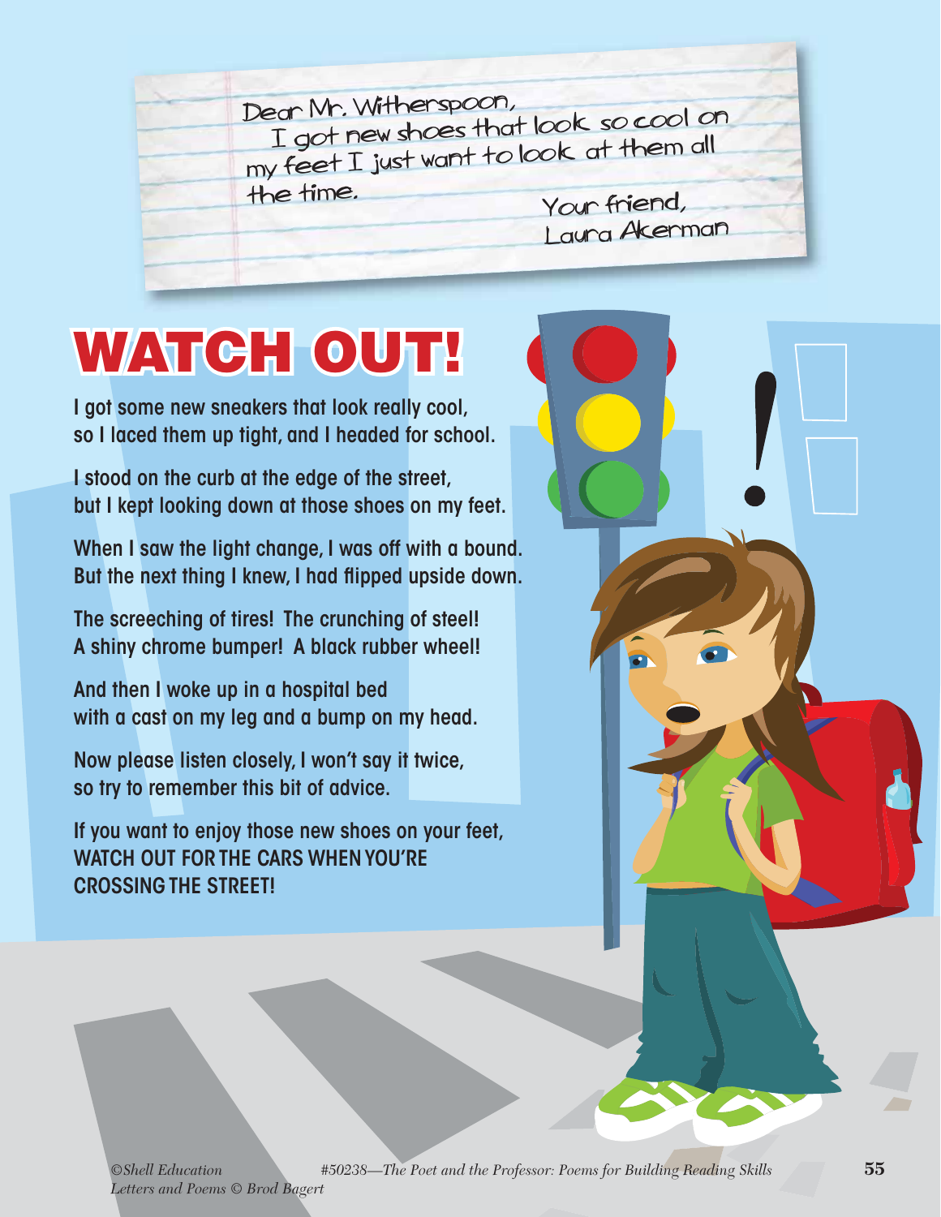Dear Mr. Witherspoon,
I got new shoes that look so cool on my feet I just want to look at them all the time.

Your friend,
Laura Akerman

# WATCH OUT!

I got some new sneakers that look really cool,
so I laced them up tight, and I headed for school.

I stood on the curb at the edge of the street,
but I kept looking down at those shoes on my feet.

When I saw the light change, I was off with a bound.
But the next thing I knew, I had flipped upside down.

The screeching of tires! The crunching of steel!
A shiny chrome bumper! A black rubber wheel!

And then I woke up in a hospital bed
with a cast on my leg and a bump on my head.

Now please listen closely, I won't say it twice,
so try to remember this bit of advice.

If you want to enjoy those new shoes on your feet,
WATCH OUT FOR THE CARS WHEN YOU'RE CROSSING THE STREET!

*©Shell Education*
*Letters and Poems © Brod Bagert*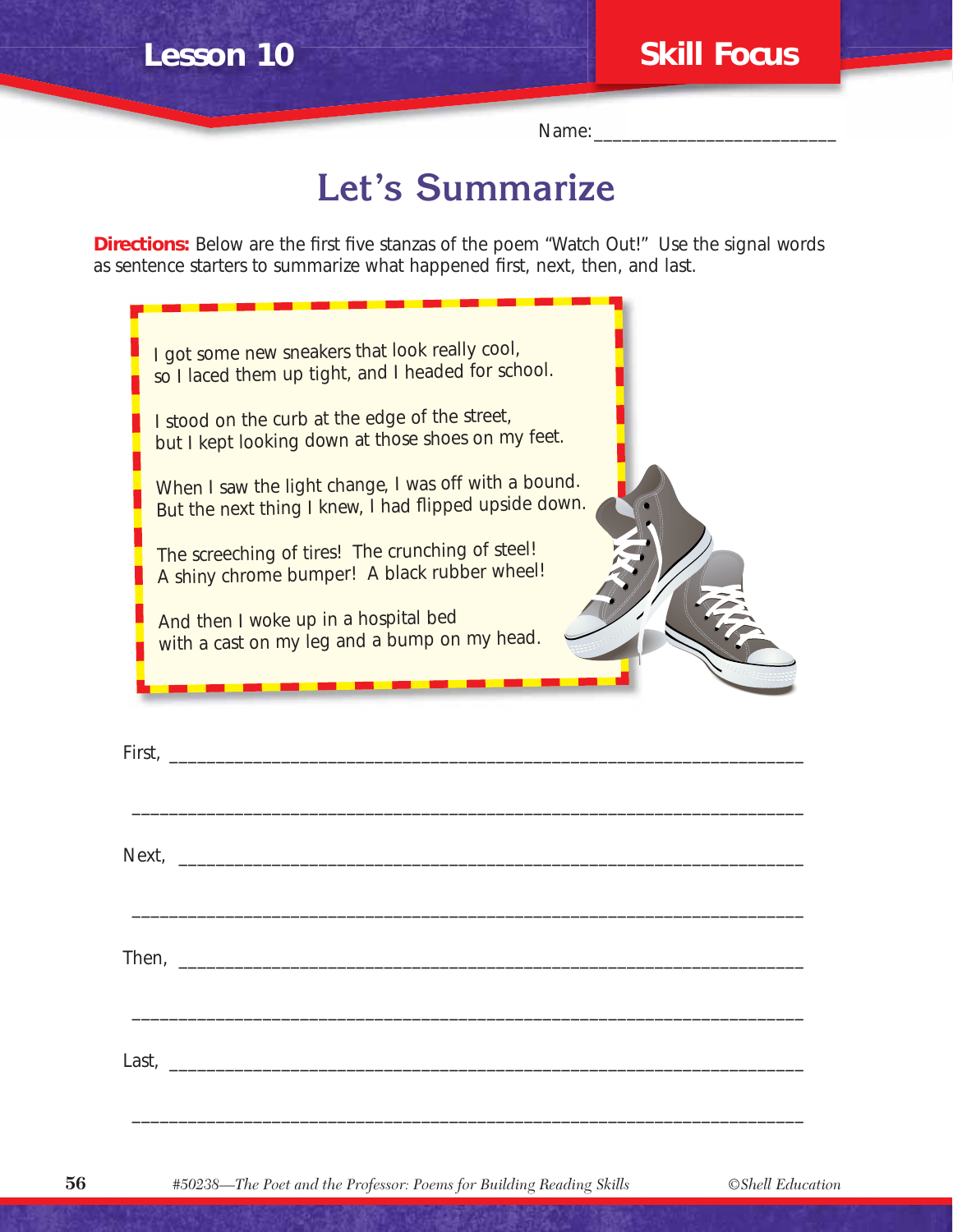Lesson 10 — Skill Focus

Name:_________________________

# Let's Summarize

**Directions:** Below are the first five stanzas of the poem "Watch Out!" Use the signal words as sentence starters to summarize what happened first, next, then, and last.

> I got some new sneakers that look really cool,
> so I laced them up tight, and I headed for school.
>
> I stood on the curb at the edge of the street,
> but I kept looking down at those shoes on my feet.
>
> When I saw the light change, I was off with a bound.
> But the next thing I knew, I had flipped upside down.
>
> The screeching of tires! The crunching of steel!
> A shiny chrome bumper! A black rubber wheel!
>
> And then I woke up in a hospital bed
> with a cast on my leg and a bump on my head.

First, ______________________________________________________________________

______________________________________________________________________

Next, ______________________________________________________________________

______________________________________________________________________

Then, ______________________________________________________________________

______________________________________________________________________

Last, ______________________________________________________________________

______________________________________________________________________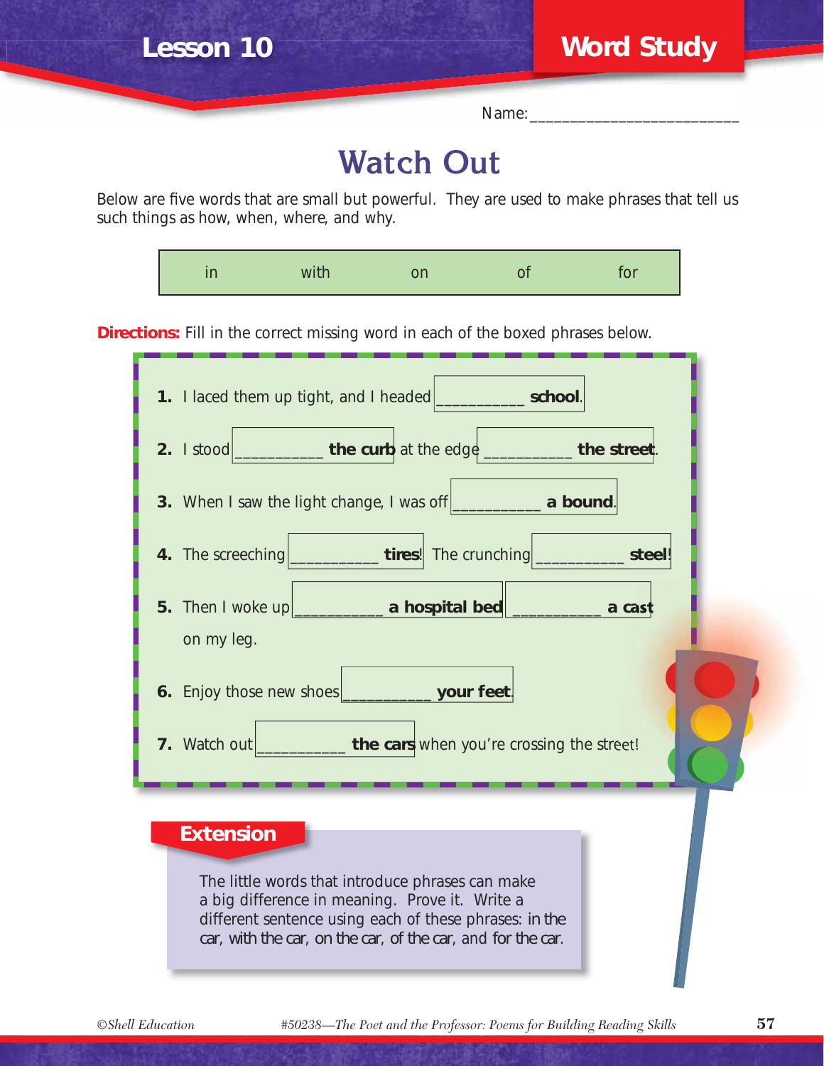# Lesson 10

## Word Study

Name:\_\_\_\_\_\_\_\_\_\_\_\_\_\_\_\_\_\_\_\_\_\_\_\_\_\_\_\_

## Watch Out

Below are five words that are small but powerful. They are used to make phrases that tell us such things as how, when, where, and why.

| in | with | on | of | for |
|---|---|---|---|---|

**Directions:** Fill in the correct missing word in each of the boxed phrases below.

1. I laced them up tight, and I headed \_\_\_\_\_\_\_\_\_\_ **school**.
2. I stood \_\_\_\_\_\_\_\_\_\_ **the curb** at the edge \_\_\_\_\_\_\_\_\_\_ **the street**.
3. When I saw the light change, I was off \_\_\_\_\_\_\_\_\_\_ **a bound**.
4. The screeching \_\_\_\_\_\_\_\_\_\_ **tires**! The crunching \_\_\_\_\_\_\_\_\_\_ **steel**!
5. Then I woke up \_\_\_\_\_\_\_\_\_\_ **a hospital bed** \_\_\_\_\_\_\_\_\_\_ **a cast** on my leg.
6. Enjoy those new shoes \_\_\_\_\_\_\_\_\_\_ **your feet**.
7. Watch out \_\_\_\_\_\_\_\_\_\_ **the cars** when you're crossing the street!

### Extension

The little words that introduce phrases can make a big difference in meaning. Prove it. Write a different sentence using each of these phrases: in the car, with the car, on the car, of the car, and for the car.